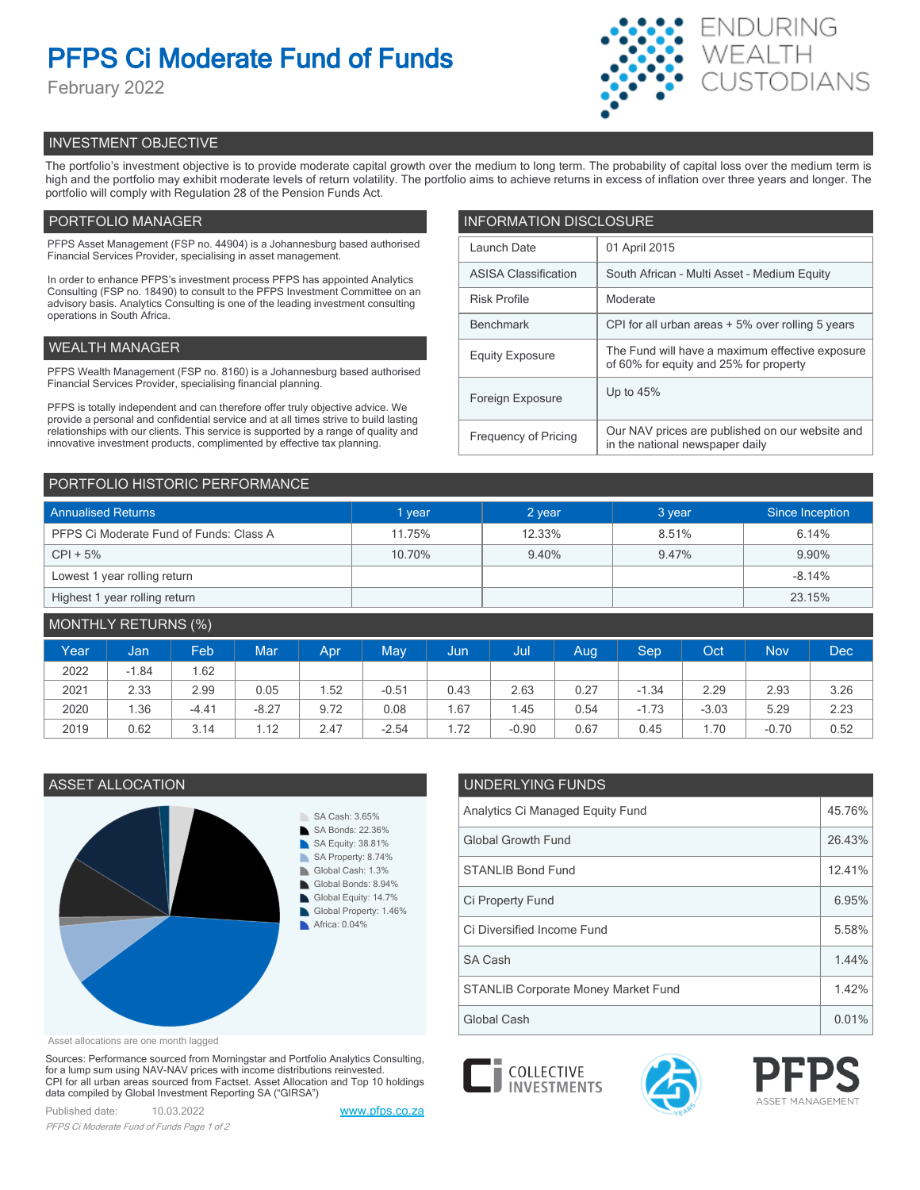# PFPS Ci Moderate Fund of Funds

February 2022

ENDURING WEALTH CUSTODIANS

## INVESTMENT OBJECTIVE

The portfolio's investment objective is to provide moderate capital growth over the medium to long term. The probability of capital loss over the medium term is high and the portfolio may exhibit moderate levels of return volatility. The portfolio aims to achieve returns in excess of inflation over three years and longer. The portfolio will comply with Regulation 28 of the Pension Funds Act.

## PORTFOLIO MANAGER

PFPS Asset Management (FSP no. 44904) is a Johannesburg based authorised Financial Services Provider, specialising in asset management.

In order to enhance PFPS's investment process PFPS has appointed Analytics Consulting (FSP no. 18490) to consult to the PFPS Investment Committee on an advisory basis. Analytics Consulting is one of the leading investment consulting operations in South Africa.

## WEALTH MANAGER

PFPS Wealth Management (FSP no. 8160) is a Johannesburg based authorised Financial Services Provider, specialising financial planning.

PFPS is totally independent and can therefore offer truly objective advice. We provide a personal and confidential service and at all times strive to build lasting relationships with our clients. This service is supported by a range of quality and innovative investment products, complimented by effective tax planning.

## INFORMATION DISCLOSURE

| | |
|---|---|
| Launch Date | 01 April 2015 |
| ASISA Classification | South African - Multi Asset - Medium Equity |
| Risk Profile | Moderate |
| Benchmark | CPI for all urban areas + 5% over rolling 5 years |
| Equity Exposure | The Fund will have a maximum effective exposure of 60% for equity and 25% for property |
| Foreign Exposure | Up to 45% |
| Frequency of Pricing | Our NAV prices are published on our website and in the national newspaper daily |

## PORTFOLIO HISTORIC PERFORMANCE

| Annualised Returns | 1 year | 2 year | 3 year | Since Inception |
|---|---|---|---|---|
| PFPS Ci Moderate Fund of Funds: Class A | 11.75% | 12.33% | 8.51% | 6.14% |
| CPI + 5% | 10.70% | 9.40% | 9.47% | 9.90% |
| Lowest 1 year rolling return | | | | -8.14% |
| Highest 1 year rolling return | | | | 23.15% |

## MONTHLY RETURNS (%)

| Year | Jan | Feb | Mar | Apr | May | Jun | Jul | Aug | Sep | Oct | Nov | Dec |
|---|---|---|---|---|---|---|---|---|---|---|---|---|
| 2022 | -1.84 | 1.62 | | | | | | | | | | |
| 2021 | 2.33 | 2.99 | 0.05 | 1.52 | -0.51 | 0.43 | 2.63 | 0.27 | -1.34 | 2.29 | 2.93 | 3.26 |
| 2020 | 1.36 | -4.41 | -8.27 | 9.72 | 0.08 | 1.67 | 1.45 | 0.54 | -1.73 | -3.03 | 5.29 | 2.23 |
| 2019 | 0.62 | 3.14 | 1.12 | 2.47 | -2.54 | 1.72 | -0.90 | 0.67 | 0.45 | 1.70 | -0.70 | 0.52 |

## ASSET ALLOCATION

- SA Cash: 3.65%
- SA Bonds: 22.36%
- SA Equity: 38.81%
- SA Property: 8.74%
- Global Cash: 1.3%
- Global Bonds: 8.94%
- Global Equity: 14.7%
- Global Property: 1.46%
- Africa: 0.04%

Asset allocations are one month lagged

## UNDERLYING FUNDS

| | |
|---|---|
| Analytics Ci Managed Equity Fund | 45.76% |
| Global Growth Fund | 26.43% |
| STANLIB Bond Fund | 12.41% |
| Ci Property Fund | 6.95% |
| Ci Diversified Income Fund | 5.58% |
| SA Cash | 1.44% |
| STANLIB Corporate Money Market Fund | 1.42% |
| Global Cash | 0.01% |

Sources: Performance sourced from Morningstar and Portfolio Analytics Consulting, for a lump sum using NAV-NAV prices with income distributions reinvested. CPI for all urban areas sourced from Factset. Asset Allocation and Top 10 holdings data compiled by Global Investment Reporting SA ("GIRSA")

Published date: 10.03.2022

www.pfps.co.za

CI COLLECTIVE INVESTMENTS — PFPS ASSET MANAGEMENT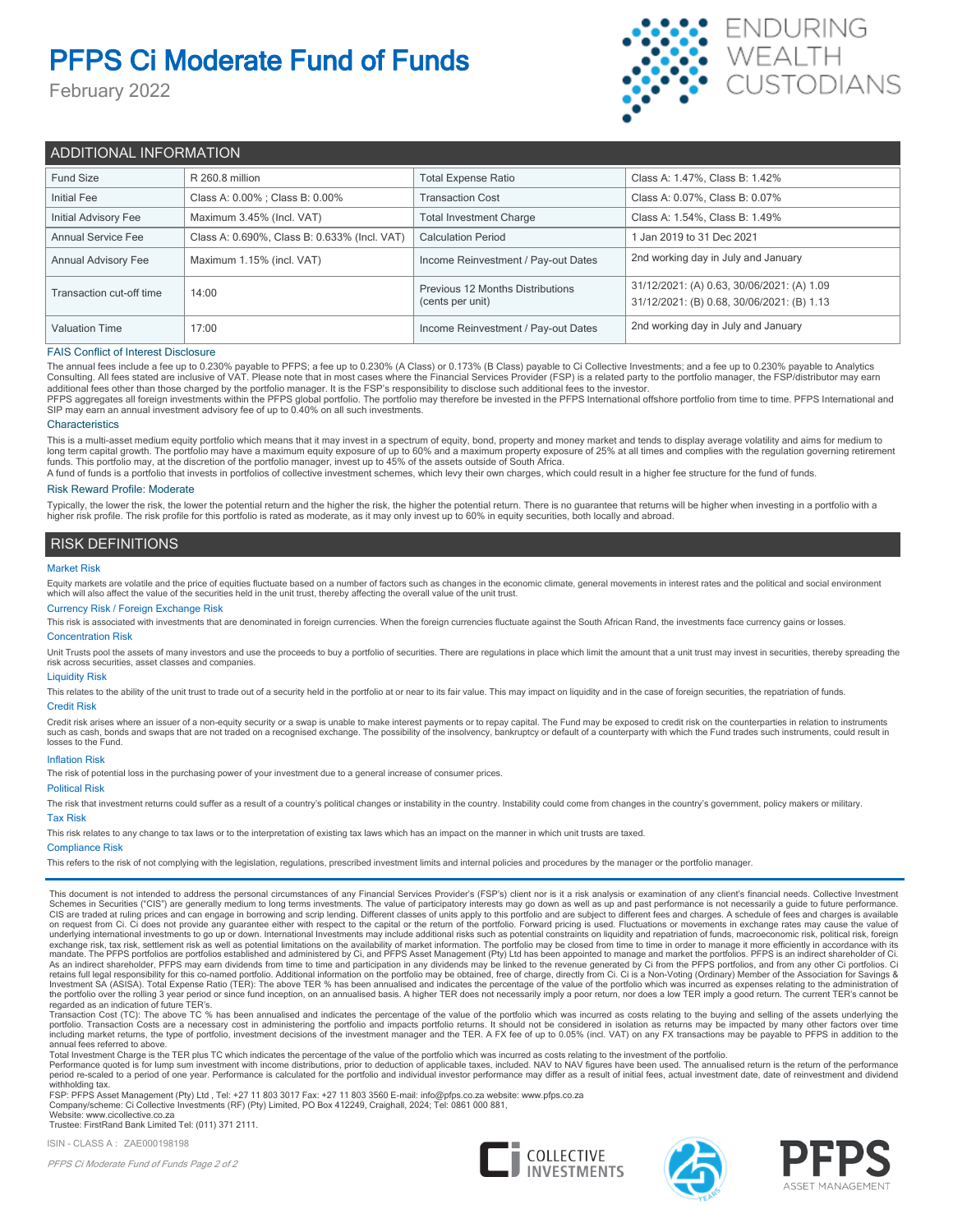# PFPS Ci Moderate Fund of Funds

February 2022

ENDURING WEALTH CUSTODIANS

## ADDITIONAL INFORMATION

| | | | |
|---|---|---|---|
| Fund Size | R 260.8 million | Total Expense Ratio | Class A: 1.47%, Class B: 1.42% |
| Initial Fee | Class A: 0.00% ; Class B: 0.00% | Transaction Cost | Class A: 0.07%, Class B: 0.07% |
| Initial Advisory Fee | Maximum 3.45% (Incl. VAT) | Total Investment Charge | Class A: 1.54%, Class B: 1.49% |
| Annual Service Fee | Class A: 0.690%, Class B: 0.633% (Incl. VAT) | Calculation Period | 1 Jan 2019 to 31 Dec 2021 |
| Annual Advisory Fee | Maximum 1.15% (incl. VAT) | Income Reinvestment / Pay-out Dates | 2nd working day in July and January |
| Transaction cut-off time | 14:00 | Previous 12 Months Distributions (cents per unit) | 31/12/2021: (A) 0.63, 30/06/2021: (A) 1.09<br>31/12/2021: (B) 0.68, 30/06/2021: (B) 1.13 |
| Valuation Time | 17:00 | Income Reinvestment / Pay-out Dates | 2nd working day in July and January |

### FAIS Conflict of Interest Disclosure

The annual fees include a fee up to 0.230% payable to PFPS; a fee up to 0.230% (A Class) or 0.173% (B Class) payable to Ci Collective Investments; and a fee up to 0.230% payable to Analytics Consulting. All fees stated are inclusive of VAT. Please note that in most cases where the Financial Services Provider (FSP) is a related party to the portfolio manager, the FSP/distributor may earn additional fees other than those charged by the portfolio manager. It is the FSP's responsibility to disclose such additional fees to the investor.
PFPS aggregates all foreign investments within the PFPS global portfolio. The portfolio may therefore be invested in the PFPS International offshore portfolio from time to time. PFPS International and SIP may earn an annual investment advisory fee of up to 0.40% on all such investments.

### Characteristics

This is a multi-asset medium equity portfolio which means that it may invest in a spectrum of equity, bond, property and money market and tends to display average volatility and aims for medium to long term capital growth. The portfolio may have a maximum equity exposure of up to 60% and a maximum property exposure of 25% at all times and complies with the regulation governing retirement funds. This portfolio may, at the discretion of the portfolio manager, invest up to 45% of the assets outside of South Africa.
A fund of funds is a portfolio that invests in portfolios of collective investment schemes, which levy their own charges, which could result in a higher fee structure for the fund of funds.

### Risk Reward Profile: Moderate

Typically, the lower the risk, the lower the potential return and the higher the risk, the higher the potential return. There is no guarantee that returns will be higher when investing in a portfolio with a higher risk profile. The risk profile for this portfolio is rated as moderate, as it may only invest up to 60% in equity securities, both locally and abroad.

## RISK DEFINITIONS

### Market Risk

Equity markets are volatile and the price of equities fluctuate based on a number of factors such as changes in the economic climate, general movements in interest rates and the political and social environment which will also affect the value of the securities held in the unit trust, thereby affecting the overall value of the unit trust.

### Currency Risk / Foreign Exchange Risk

This risk is associated with investments that are denominated in foreign currencies. When the foreign currencies fluctuate against the South African Rand, the investments face currency gains or losses.

### Concentration Risk

Unit Trusts pool the assets of many investors and use the proceeds to buy a portfolio of securities. There are regulations in place which limit the amount that a unit trust may invest in securities, thereby spreading the risk across securities, asset classes and companies.

### Liquidity Risk

This relates to the ability of the unit trust to trade out of a security held in the portfolio at or near to its fair value. This may impact on liquidity and in the case of foreign securities, the repatriation of funds.

### Credit Risk

Credit risk arises where an issuer of a non-equity security or a swap is unable to make interest payments or to repay capital. The Fund may be exposed to credit risk on the counterparties in relation to instruments such as cash, bonds and swaps that are not traded on a recognised exchange. The possibility of the insolvency, bankruptcy or default of a counterparty with which the Fund trades such instruments, could result in losses to the Fund.

### Inflation Risk

The risk of potential loss in the purchasing power of your investment due to a general increase of consumer prices.

### Political Risk

The risk that investment returns could suffer as a result of a country's political changes or instability in the country. Instability could come from changes in the country's government, policy makers or military.

### Tax Risk

This risk relates to any change to tax laws or to the interpretation of existing tax laws which has an impact on the manner in which unit trusts are taxed.

### Compliance Risk

This refers to the risk of not complying with the legislation, regulations, prescribed investment limits and internal policies and procedures by the manager or the portfolio manager.

This document is not intended to address the personal circumstances of any Financial Services Provider's (FSP's) client nor is it a risk analysis or examination of any client's financial needs. Collective Investment Schemes in Securities ("CIS") are generally medium to long terms investments. The value of participatory interests may go down as well as up and past performance is not necessarily a guide to future performance. CIS are traded at ruling prices and can engage in borrowing and scrip lending. Different classes of units apply to this portfolio and are subject to different fees and charges. A schedule of fees and charges is available on request from Ci. Ci does not provide any guarantee either with respect to the capital or the return of the portfolio. Forward pricing is used. Fluctuations or movements in exchange rates may cause the value of underlying international investments to go up or down. International Investments may include additional risks such as potential constraints on liquidity and repatriation of funds, macroeconomic risk, political risk, foreign exchange risk, tax risk, settlement risk as well as potential limitations on the availability of market information. The portfolio may be closed from time to time in order to manage it more efficiently in accordance with its mandate. The PFPS portfolios are portfolios established and administered by Ci, and PFPS Asset Management (Pty) Ltd has been appointed to manage and market the portfolios. PFPS is an indirect shareholder of Ci. As an indirect shareholder, PFPS may earn dividends from time to time and participation in any dividends may be linked to the revenue generated by Ci from the PFPS portfolios, and from any other Ci portfolios. Ci retains full legal responsibility for this co-named portfolio. Additional information on the portfolio may be obtained, free of charge, directly from Ci. Ci is a Non-Voting (Ordinary) Member of the Association for Savings & Investment SA (ASISA). Total Expense Ratio (TER): The above TER % has been annualised and indicates the percentage of the value of the portfolio which was incurred as expenses relating to the administration of the portfolio over the rolling 3 year period or since fund inception, on an annualised basis. A higher TER does not necessarily imply a poor return, nor does a low TER imply a good return. The current TER's cannot be regarded as an indication of future TER's.
Transaction Cost (TC): The above TC % has been annualised and indicates the percentage of the value of the portfolio which was incurred as costs relating to the buying and selling of the assets underlying the portfolio. Transaction Costs are a necessary cost in administering the portfolio and impacts portfolio returns. It should not be considered in isolation as returns may be impacted by many other factors over time including market returns, the type of portfolio, investment decisions of the investment manager and the TER. A FX fee of up to 0.05% (incl. VAT) on any FX transactions may be payable to PFPS in addition to the annual fees referred to above.
Total Investment Charge is the TER plus TC which indicates the percentage of the value of the portfolio which was incurred as costs relating to the investment of the portfolio.
Performance quoted is for lump sum investment with income distributions, prior to deduction of applicable taxes, included. NAV to NAV figures have been used. The annualised return is the return of the performance period re-scaled to a period of one year. Performance is calculated for the portfolio and individual investor performance may differ as a result of initial fees, actual investment date, date of reinvestment and dividend withholding tax.
FSP: PFPS Asset Management (Pty) Ltd , Tel: +27 11 803 3017 Fax: +27 11 803 3560 E-mail: info@pfps.co.za website: www.pfps.co.za
Company/scheme: Ci Collective Investments (RF) (Pty) Limited, PO Box 412249, Craighall, 2024; Tel: 0861 000 881,
Website: www.cicollective.co.za
Trustee: FirstRand Bank Limited Tel: (011) 371 2111.

ISIN - CLASS A : ZAE000198198

COLLECTIVE INVESTMENTS

PFPS ASSET MANAGEMENT